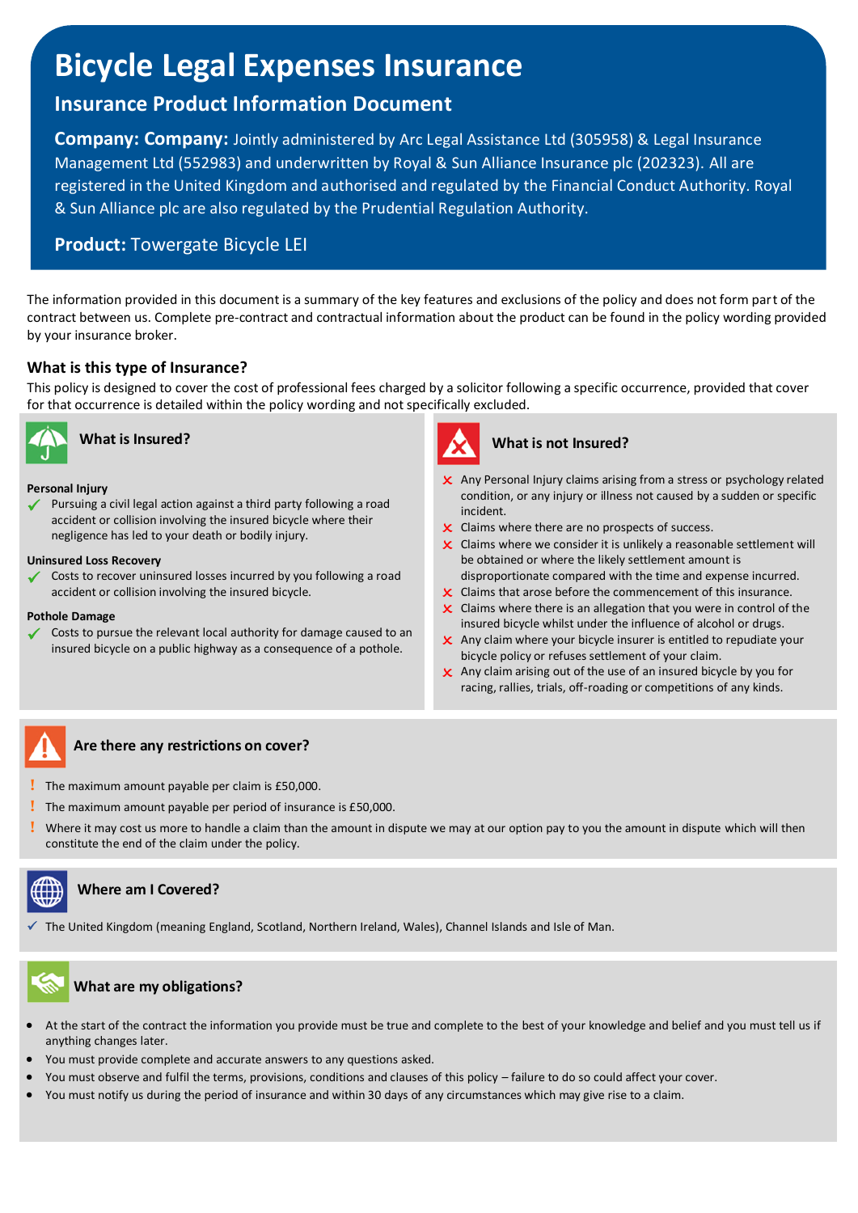# Bicycle Legal Expenses Insurance

## Insurance Product Information Document

**Company: Company:** Jointly administered by Arc Legal Assistance Ltd (305958) & Legal Insurance Management Ltd (552983) and underwritten by Royal & Sun Alliance Insurance plc (202323). All are registered in the United Kingdom and authorised and regulated by the Financial Conduct Authority. Royal & Sun Alliance plc are also regulated by the Prudential Regulation Authority.

**Product:** Towergate Bicycle LEI

The information provided in this document is a summary of the key features and exclusions of the policy and does not form part of the contract between us. Complete pre-contract and contractual information about the product can be found in the policy wording provided by your insurance broker.

### What is this type of Insurance?

This policy is designed to cover the cost of professional fees charged by a solicitor following a specific occurrence, provided that cover for that occurrence is detailed within the policy wording and not specifically excluded.

### What is Insured?

**Personal Injury**

- ✓ Pursuing a civil legal action against a third party following a road accident or collision involving the insured bicycle where their negligence has led to your death or bodily injury.

**Uninsured Loss Recovery**

- ✓ Costs to recover uninsured losses incurred by you following a road accident or collision involving the insured bicycle.

**Pothole Damage**

- ✓ Costs to pursue the relevant local authority for damage caused to an insured bicycle on a public highway as a consequence of a pothole.

### What is not Insured?

- ✗ Any Personal Injury claims arising from a stress or psychology related condition, or any injury or illness not caused by a sudden or specific incident.
- ✗ Claims where there are no prospects of success.
- ✗ Claims where we consider it is unlikely a reasonable settlement will be obtained or where the likely settlement amount is disproportionate compared with the time and expense incurred.
- ✗ Claims that arose before the commencement of this insurance.
- ✗ Claims where there is an allegation that you were in control of the insured bicycle whilst under the influence of alcohol or drugs.
- ✗ Any claim where your bicycle insurer is entitled to repudiate your bicycle policy or refuses settlement of your claim.
- ✗ Any claim arising out of the use of an insured bicycle by you for racing, rallies, trials, off-roading or competitions of any kinds.

### Are there any restrictions on cover?

- ! The maximum amount payable per claim is £50,000.
- ! The maximum amount payable per period of insurance is £50,000.
- ! Where it may cost us more to handle a claim than the amount in dispute we may at our option pay to you the amount in dispute which will then constitute the end of the claim under the policy.

### Where am I Covered?

- ✓ The United Kingdom (meaning England, Scotland, Northern Ireland, Wales), Channel Islands and Isle of Man.

### What are my obligations?

- At the start of the contract the information you provide must be true and complete to the best of your knowledge and belief and you must tell us if anything changes later.
- You must provide complete and accurate answers to any questions asked.
- You must observe and fulfil the terms, provisions, conditions and clauses of this policy – failure to do so could affect your cover.
- You must notify us during the period of insurance and within 30 days of any circumstances which may give rise to a claim.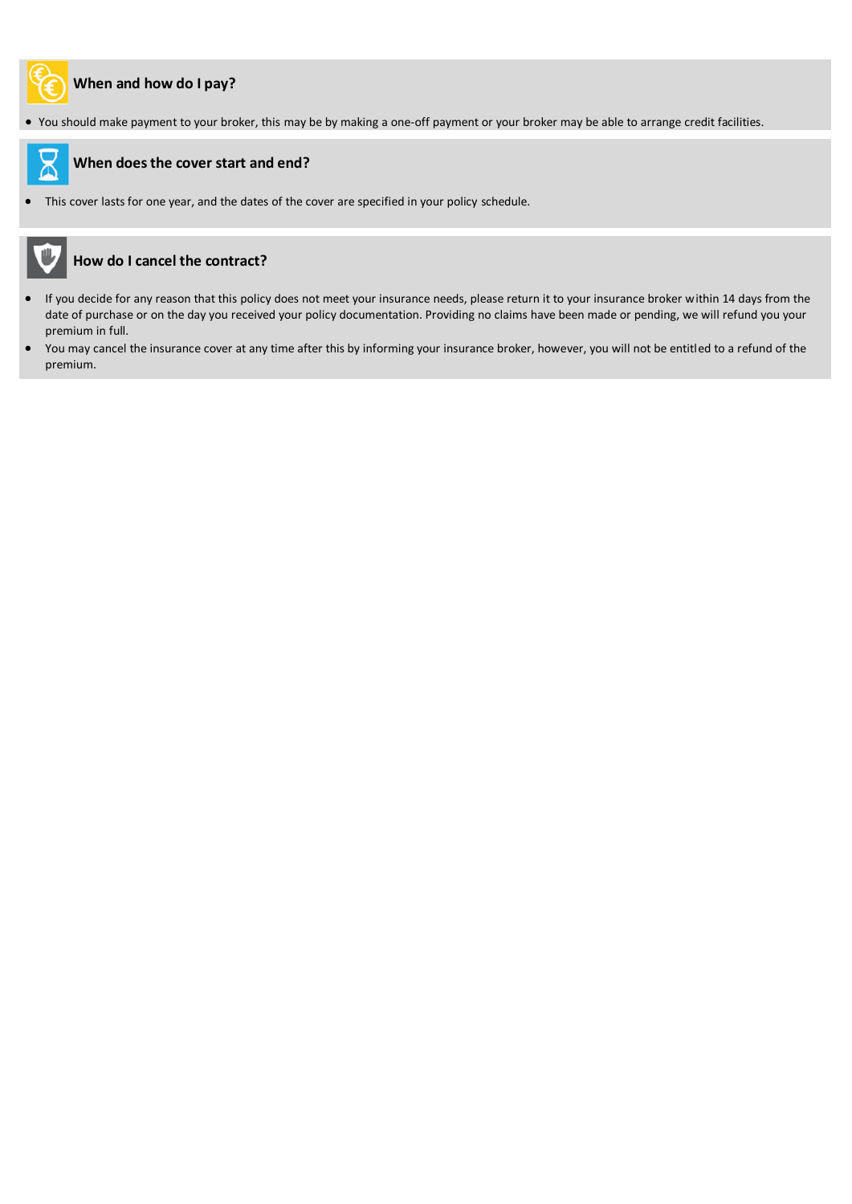## When and how do I pay?

- You should make payment to your broker, this may be by making a one-off payment or your broker may be able to arrange credit facilities.

## When does the cover start and end?

- This cover lasts for one year, and the dates of the cover are specified in your policy schedule.

## How do I cancel the contract?

- If you decide for any reason that this policy does not meet your insurance needs, please return it to your insurance broker within 14 days from the date of purchase or on the day you received your policy documentation. Providing no claims have been made or pending, we will refund you your premium in full.
- You may cancel the insurance cover at any time after this by informing your insurance broker, however, you will not be entitled to a refund of the premium.